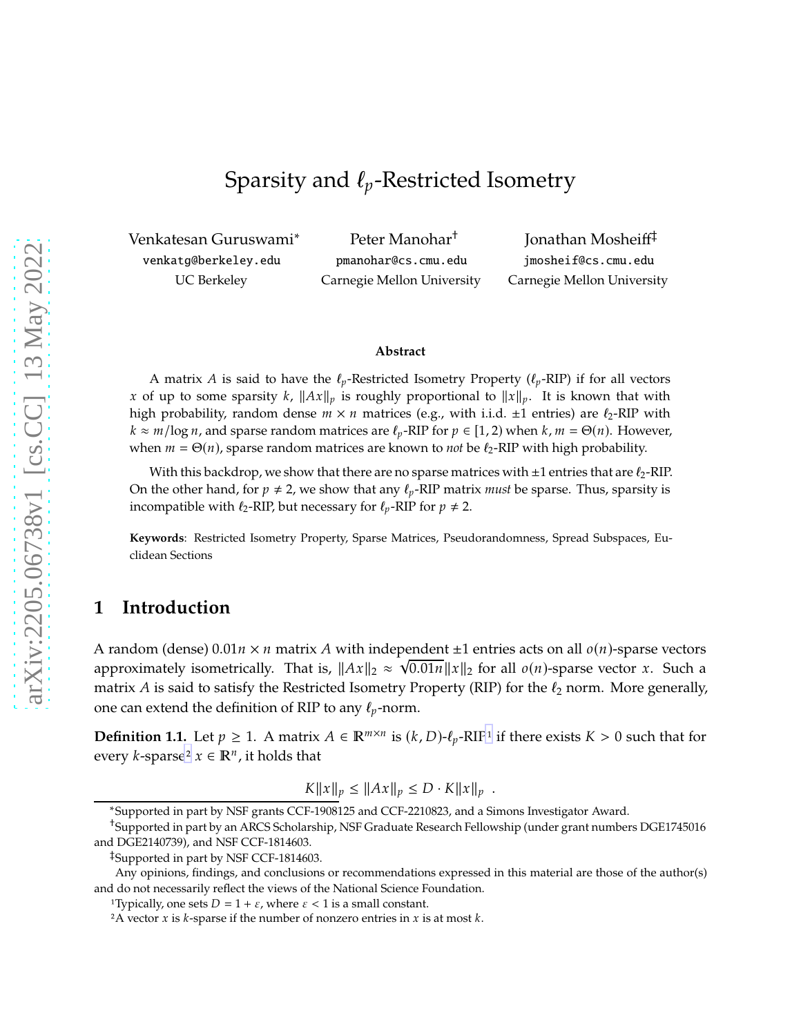# Sparsity and $\ell_p$-Restricted Isometry

Venkatesan Guruswami[*] venkatg@berkeley.edu UC Berkeley

Peter Manohar[†] pmanohar@cs.cmu.edu Carnegie Mellon University

Jonathan Mosheiff[‡] jmosheif@cs.cmu.edu Carnegie Mellon University

**Abstract**

A matrix $A$ is said to have the $\ell_p$-Restricted Isometry Property ($\ell_p$-RIP) if for all vectors $x$ of up to some sparsity $k$, $\|Ax\|_p$ is roughly proportional to $\|x\|_p$. It is known that with high probability, random dense $m \times n$ matrices (e.g., with i.i.d. $\pm 1$ entries) are $\ell_2$-RIP with $k \approx m/\log n$, and sparse random matrices are $\ell_p$-RIP for $p \in [1, 2)$ when $k, m = \Theta(n)$. However, when $m = \Theta(n)$, sparse random matrices are known to *not* be $\ell_2$-RIP with high probability.

With this backdrop, we show that there are no sparse matrices with $\pm 1$ entries that are $\ell_2$-RIP. On the other hand, for $p \neq 2$, we show that any $\ell_p$-RIP matrix *must* be sparse. Thus, sparsity is incompatible with $\ell_2$-RIP, but necessary for $\ell_p$-RIP for $p \neq 2$.

**Keywords**: Restricted Isometry Property, Sparse Matrices, Pseudorandomness, Spread Subspaces, Euclidean Sections

## 1 Introduction

A random (dense) $0.01n \times n$ matrix $A$ with independent $\pm 1$ entries acts on all $o(n)$-sparse vectors approximately isometrically. That is, $\|Ax\|_2 \approx \sqrt{0.01n}\|x\|_2$ for all $o(n)$-sparse vector $x$. Such a matrix $A$ is said to satisfy the Restricted Isometry Property (RIP) for the $\ell_2$ norm. More generally, one can extend the definition of RIP to any $\ell_p$-norm.

**Definition 1.1.** Let $p \geq 1$. A matrix $A \in \mathbb{R}^{m \times n}$ is $(k, D)$-$\ell_p$-RIP[1] if there exists $K > 0$ such that for every $k$-sparse[2] $x \in \mathbb{R}^n$, it holds that

$$K\|x\|_p \leq \|Ax\|_p \leq D \cdot K\|x\|_p \ .$$

[*]Supported in part by NSF grants CCF-1908125 and CCF-2210823, and a Simons Investigator Award.

[†]Supported in part by an ARCS Scholarship, NSF Graduate Research Fellowship (under grant numbers DGE1745016 and DGE2140739), and NSF CCF-1814603.

[‡]Supported in part by NSF CCF-1814603.

Any opinions, findings, and conclusions or recommendations expressed in this material are those of the author(s) and do not necessarily reflect the views of the National Science Foundation.

[1]Typically, one sets $D = 1 + \varepsilon$, where $\varepsilon < 1$ is a small constant.

[2]A vector $x$ is $k$-sparse if the number of nonzero entries in $x$ is at most $k$.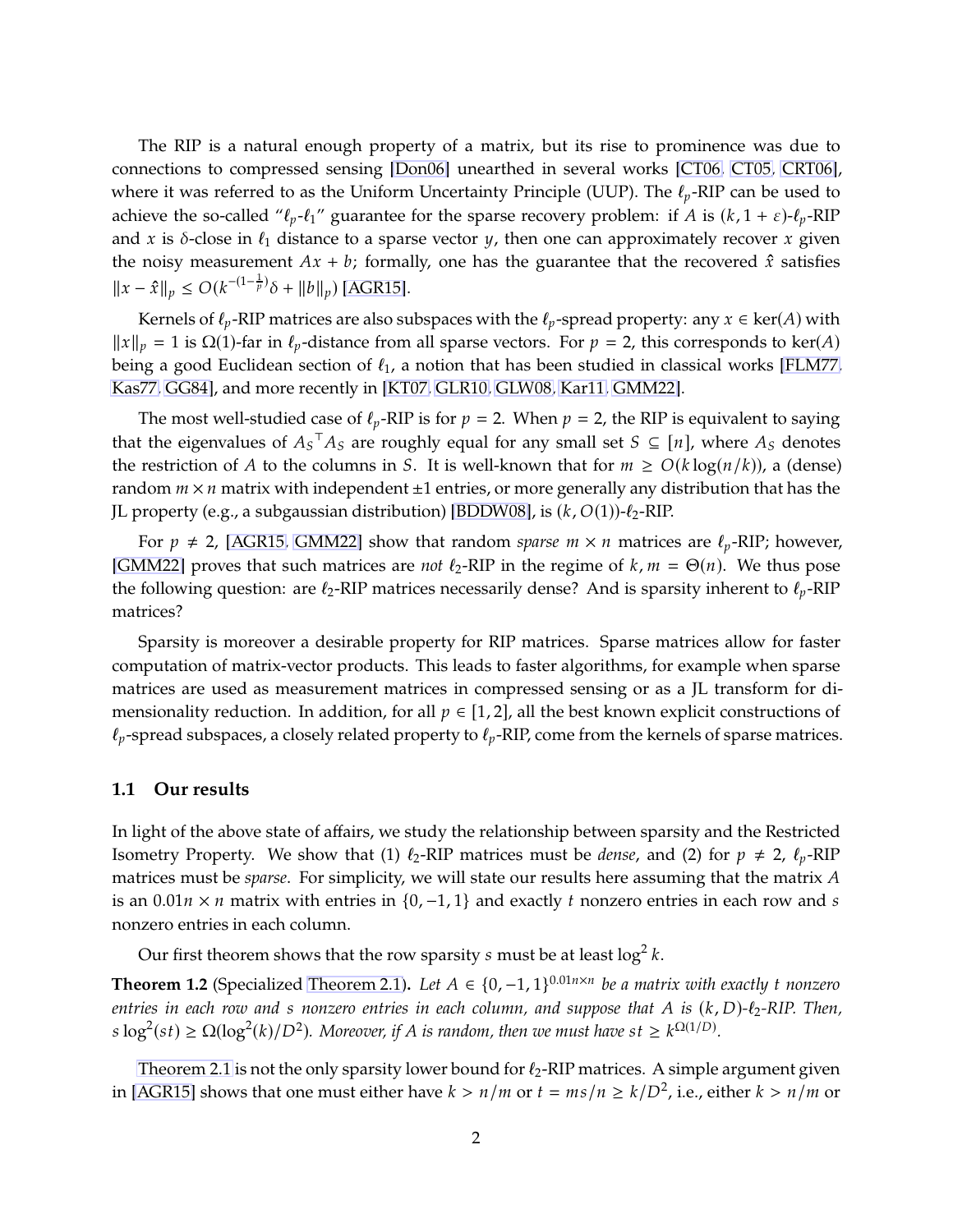The RIP is a natural enough property of a matrix, but its rise to prominence was due to connections to compressed sensing [Don06] unearthed in several works [CT06, CT05, CRT06], where it was referred to as the Uniform Uncertainty Principle (UUP). The $\ell_p$-RIP can be used to achieve the so-called "$\ell_p$-$\ell_1$" guarantee for the sparse recovery problem: if $A$ is $(k, 1+\varepsilon)$-$\ell_p$-RIP and $x$ is $\delta$-close in $\ell_1$ distance to a sparse vector $y$, then one can approximately recover $x$ given the noisy measurement $Ax + b$; formally, one has the guarantee that the recovered $\hat{x}$ satisfies $\|x - \hat{x}\|_p \leq O(k^{-(1-\frac{1}{p})}\delta + \|b\|_p)$ [AGR15].

Kernels of $\ell_p$-RIP matrices are also subspaces with the $\ell_p$-spread property: any $x \in \ker(A)$ with $\|x\|_p = 1$ is $\Omega(1)$-far in $\ell_p$-distance from all sparse vectors. For $p = 2$, this corresponds to $\ker(A)$ being a good Euclidean section of $\ell_1$, a notion that has been studied in classical works [FLM77, Kas77, GG84], and more recently in [KT07, GLR10, GLW08, Kar11, GMM22].

The most well-studied case of $\ell_p$-RIP is for $p = 2$. When $p = 2$, the RIP is equivalent to saying that the eigenvalues of $A_S{}^\top A_S$ are roughly equal for any small set $S \subseteq [n]$, where $A_S$ denotes the restriction of $A$ to the columns in $S$. It is well-known that for $m \geq O(k \log(n/k))$, a (dense) random $m \times n$ matrix with independent $\pm 1$ entries, or more generally any distribution that has the JL property (e.g., a subgaussian distribution) [BDDW08], is $(k, O(1))$-$\ell_2$-RIP.

For $p \neq 2$, [AGR15, GMM22] show that random *sparse* $m \times n$ matrices are $\ell_p$-RIP; however, [GMM22] proves that such matrices are *not* $\ell_2$-RIP in the regime of $k, m = \Theta(n)$. We thus pose the following question: are $\ell_2$-RIP matrices necessarily dense? And is sparsity inherent to $\ell_p$-RIP matrices?

Sparsity is moreover a desirable property for RIP matrices. Sparse matrices allow for faster computation of matrix-vector products. This leads to faster algorithms, for example when sparse matrices are used as measurement matrices in compressed sensing or as a JL transform for dimensionality reduction. In addition, for all $p \in [1, 2]$, all the best known explicit constructions of $\ell_p$-spread subspaces, a closely related property to $\ell_p$-RIP, come from the kernels of sparse matrices.

## 1.1 Our results

In light of the above state of affairs, we study the relationship between sparsity and the Restricted Isometry Property. We show that (1) $\ell_2$-RIP matrices must be *dense*, and (2) for $p \neq 2$, $\ell_p$-RIP matrices must be *sparse*. For simplicity, we will state our results here assuming that the matrix $A$ is an $0.01n \times n$ matrix with entries in $\{0, -1, 1\}$ and exactly $t$ nonzero entries in each row and $s$ nonzero entries in each column.

Our first theorem shows that the row sparsity $s$ must be at least $\log^2 k$.

**Theorem 1.2** (Specialized Theorem 2.1). *Let $A \in \{0, -1, 1\}^{0.01n \times n}$ be a matrix with exactly $t$ nonzero entries in each row and $s$ nonzero entries in each column, and suppose that $A$ is $(k, D)$-$\ell_2$-RIP. Then, $s \log^2(st) \geq \Omega(\log^2(k)/D^2)$. Moreover, if $A$ is random, then we must have $st \geq k^{\Omega(1/D)}$.*

Theorem 2.1 is not the only sparsity lower bound for $\ell_2$-RIP matrices. A simple argument given in [AGR15] shows that one must either have $k > n/m$ or $t = ms/n \geq k/D^2$, i.e., either $k > n/m$ or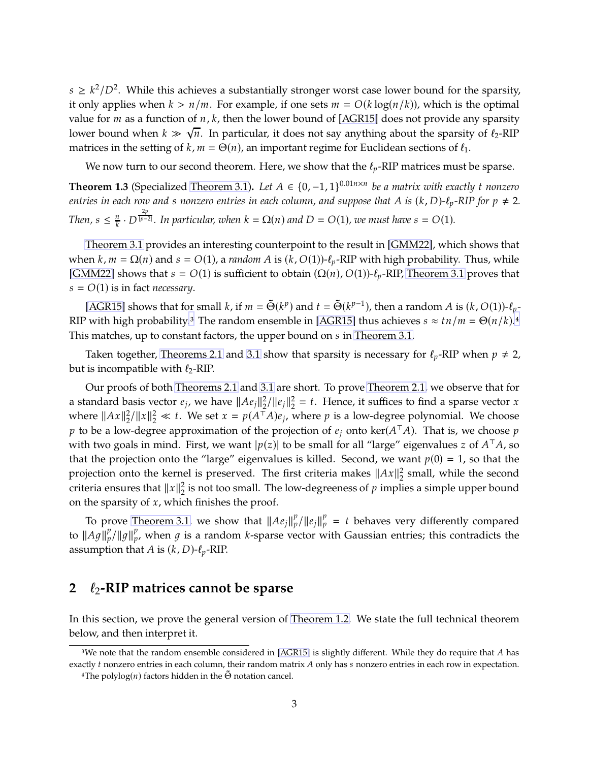$s \geq k^2/D^2$. While this achieves a substantially stronger worst case lower bound for the sparsity, it only applies when $k > n/m$. For example, if one sets $m = O(k \log(n/k))$, which is the optimal value for $m$ as a function of $n, k$, then the lower bound of [AGR15] does not provide any sparsity lower bound when $k \gg \sqrt{n}$. In particular, it does not say anything about the sparsity of $\ell_2$-RIP matrices in the setting of $k, m = \Theta(n)$, an important regime for Euclidean sections of $\ell_1$.

We now turn to our second theorem. Here, we show that the $\ell_p$-RIP matrices must be sparse.

**Theorem 1.3** (Specialized Theorem 3.1). *Let $A \in \{0, -1, 1\}^{0.01n \times n}$ be a matrix with exactly $t$ nonzero entries in each row and $s$ nonzero entries in each column, and suppose that $A$ is $(k, D)$-$\ell_p$-RIP for $p \neq 2$. Then, $s \leq \frac{n}{k} \cdot D^{\frac{2p}{|p-2|}}$. In particular, when $k = \Omega(n)$ and $D = O(1)$, we must have $s = O(1)$.*

Theorem 3.1 provides an interesting counterpoint to the result in [GMM22], which shows that when $k, m = \Omega(n)$ and $s = O(1)$, a *random* $A$ is $(k, O(1))$-$\ell_p$-RIP with high probability. Thus, while [GMM22] shows that $s = O(1)$ is sufficient to obtain $(\Omega(n), O(1))$-$\ell_p$-RIP, Theorem 3.1 proves that $s = O(1)$ is in fact *necessary*.

[AGR15] shows that for small $k$, if $m = \tilde{\Theta}(k^p)$ and $t = \tilde{\Theta}(k^{p-1})$, then a random $A$ is $(k, O(1))$-$\ell_p$-RIP with high probability.[3] The random ensemble in [AGR15] thus achieves $s \approx tn/m = \Theta(n/k)$.[4] This matches, up to constant factors, the upper bound on $s$ in Theorem 3.1.

Taken together, Theorems 2.1 and 3.1 show that sparsity is necessary for $\ell_p$-RIP when $p \neq 2$, but is incompatible with $\ell_2$-RIP.

Our proofs of both Theorems 2.1 and 3.1 are short. To prove Theorem 2.1, we observe that for a standard basis vector $e_j$, we have $\|Ae_j\|_2^2/\|e_j\|_2^2 = t$. Hence, it suffices to find a sparse vector $x$ where $\|Ax\|_2^2/\|x\|_2^2 \ll t$. We set $x = p(A^\top A)e_j$, where $p$ is a low-degree polynomial. We choose $p$ to be a low-degree approximation of the projection of $e_j$ onto $\ker(A^\top A)$. That is, we choose $p$ with two goals in mind. First, we want $|p(z)|$ to be small for all "large" eigenvalues $z$ of $A^\top A$, so that the projection onto the "large" eigenvalues is killed. Second, we want $p(0) = 1$, so that the projection onto the kernel is preserved. The first criteria makes $\|Ax\|_2^2$ small, while the second criteria ensures that $\|x\|_2^2$ is not too small. The low-degreeness of $p$ implies a simple upper bound on the sparsity of $x$, which finishes the proof.

To prove Theorem 3.1, we show that $\|Ae_j\|_p^p/\|e_j\|_p^p = t$ behaves very differently compared to $\|Ag\|_p^p/\|g\|_p^p$, when $g$ is a random $k$-sparse vector with Gaussian entries; this contradicts the assumption that $A$ is $(k, D)$-$\ell_p$-RIP.

## 2 $\ell_2$-RIP matrices cannot be sparse

In this section, we prove the general version of Theorem 1.2. We state the full technical theorem below, and then interpret it.

[3] We note that the random ensemble considered in [AGR15] is slightly different. While they do require that $A$ has exactly $t$ nonzero entries in each column, their random matrix $A$ only has $s$ nonzero entries in each row in expectation.

[4] The polylog($n$) factors hidden in the $\tilde{\Theta}$ notation cancel.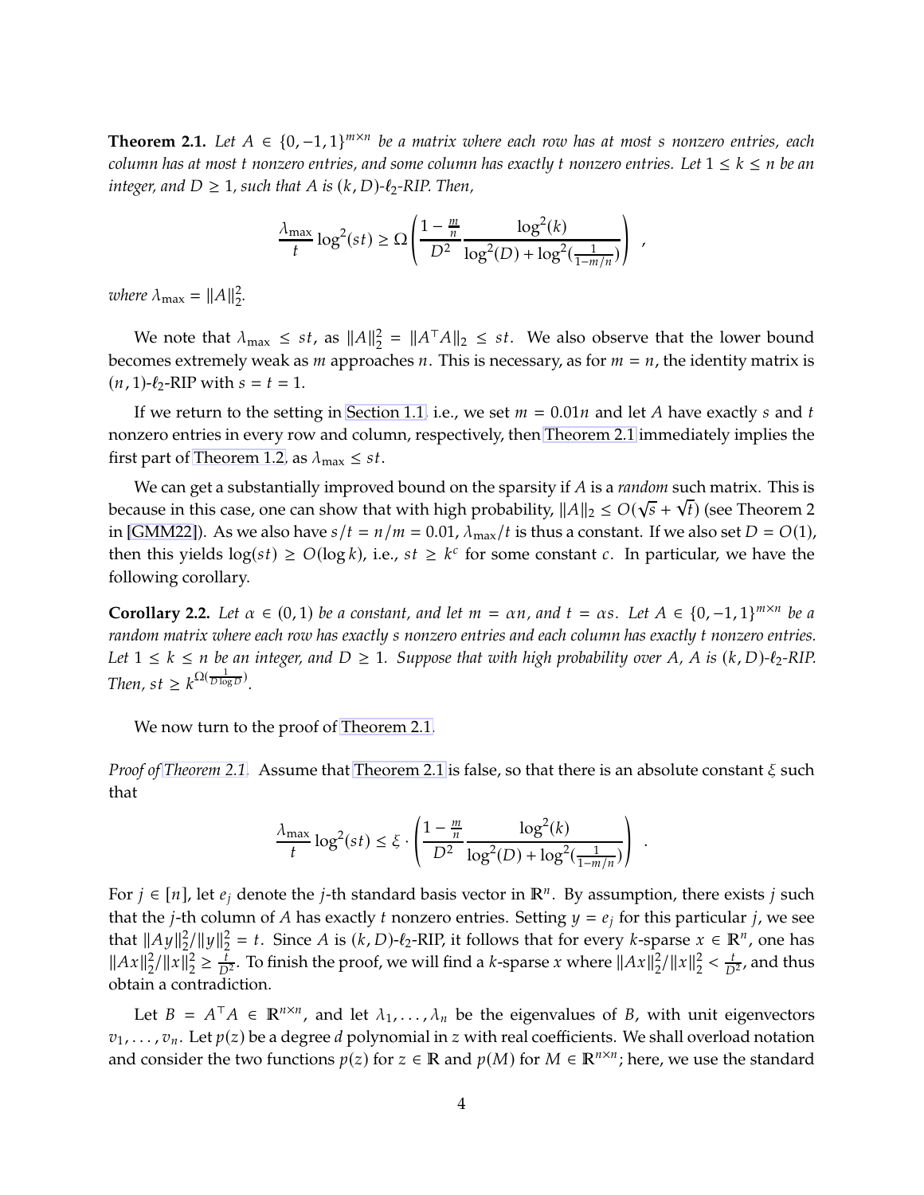**Theorem 2.1.** *Let $A \in \{0, -1, 1\}^{m \times n}$ be a matrix where each row has at most $s$ nonzero entries, each column has at most $t$ nonzero entries, and some column has exactly $t$ nonzero entries. Let $1 \le k \le n$ be an integer, and $D \ge 1$, such that $A$ is $(k, D)$-$\ell_2$-RIP. Then,*

$$\frac{\lambda_{\max}}{t} \log^2(st) \ge \Omega\left(\frac{1 - \frac{m}{n}}{D^2} \frac{\log^2(k)}{\log^2(D) + \log^2(\frac{1}{1-m/n})}\right) ,$$

*where $\lambda_{\max} = \|A\|_2^2$.*

We note that $\lambda_{\max} \le st$, as $\|A\|_2^2 = \|A^\top A\|_2 \le st$. We also observe that the lower bound becomes extremely weak as $m$ approaches $n$. This is necessary, as for $m = n$, the identity matrix is $(n, 1)$-$\ell_2$-RIP with $s = t = 1$.

If we return to the setting in Section 1.1, i.e., we set $m = 0.01n$ and let $A$ have exactly $s$ and $t$ nonzero entries in every row and column, respectively, then Theorem 2.1 immediately implies the first part of Theorem 1.2, as $\lambda_{\max} \le st$.

We can get a substantially improved bound on the sparsity if $A$ is a *random* such matrix. This is because in this case, one can show that with high probability, $\|A\|_2 \le O(\sqrt{s} + \sqrt{t})$ (see Theorem 2 in [GMM22]). As we also have $s/t = n/m = 0.01$, $\lambda_{\max}/t$ is thus a constant. If we also set $D = O(1)$, then this yields $\log(st) \ge O(\log k)$, i.e., $st \ge k^c$ for some constant $c$. In particular, we have the following corollary.

**Corollary 2.2.** *Let $\alpha \in (0, 1)$ be a constant, and let $m = \alpha n$, and $t = \alpha s$. Let $A \in \{0, -1, 1\}^{m \times n}$ be a random matrix where each row has exactly $s$ nonzero entries and each column has exactly $t$ nonzero entries. Let $1 \le k \le n$ be an integer, and $D \ge 1$. Suppose that with high probability over $A$, $A$ is $(k, D)$-$\ell_2$-RIP. Then, $st \ge k^{\Omega(\frac{1}{D \log D})}$.*

We now turn to the proof of Theorem 2.1.

*Proof of Theorem 2.1.* Assume that Theorem 2.1 is false, so that there is an absolute constant $\xi$ such that

$$\frac{\lambda_{\max}}{t} \log^2(st) \le \xi \cdot \left(\frac{1 - \frac{m}{n}}{D^2} \frac{\log^2(k)}{\log^2(D) + \log^2(\frac{1}{1-m/n})}\right) .$$

For $j \in [n]$, let $e_j$ denote the $j$-th standard basis vector in $\mathbb{R}^n$. By assumption, there exists $j$ such that the $j$-th column of $A$ has exactly $t$ nonzero entries. Setting $y = e_j$ for this particular $j$, we see that $\|Ay\|_2^2/\|y\|_2^2 = t$. Since $A$ is $(k, D)$-$\ell_2$-RIP, it follows that for every $k$-sparse $x \in \mathbb{R}^n$, one has $\|Ax\|_2^2/\|x\|_2^2 \ge \frac{t}{D^2}$. To finish the proof, we will find a $k$-sparse $x$ where $\|Ax\|_2^2/\|x\|_2^2 < \frac{t}{D^2}$, and thus obtain a contradiction.

Let $B = A^\top A \in \mathbb{R}^{n \times n}$, and let $\lambda_1, \ldots, \lambda_n$ be the eigenvalues of $B$, with unit eigenvectors $v_1, \ldots, v_n$. Let $p(z)$ be a degree $d$ polynomial in $z$ with real coefficients. We shall overload notation and consider the two functions $p(z)$ for $z \in \mathbb{R}$ and $p(M)$ for $M \in \mathbb{R}^{n \times n}$; here, we use the standard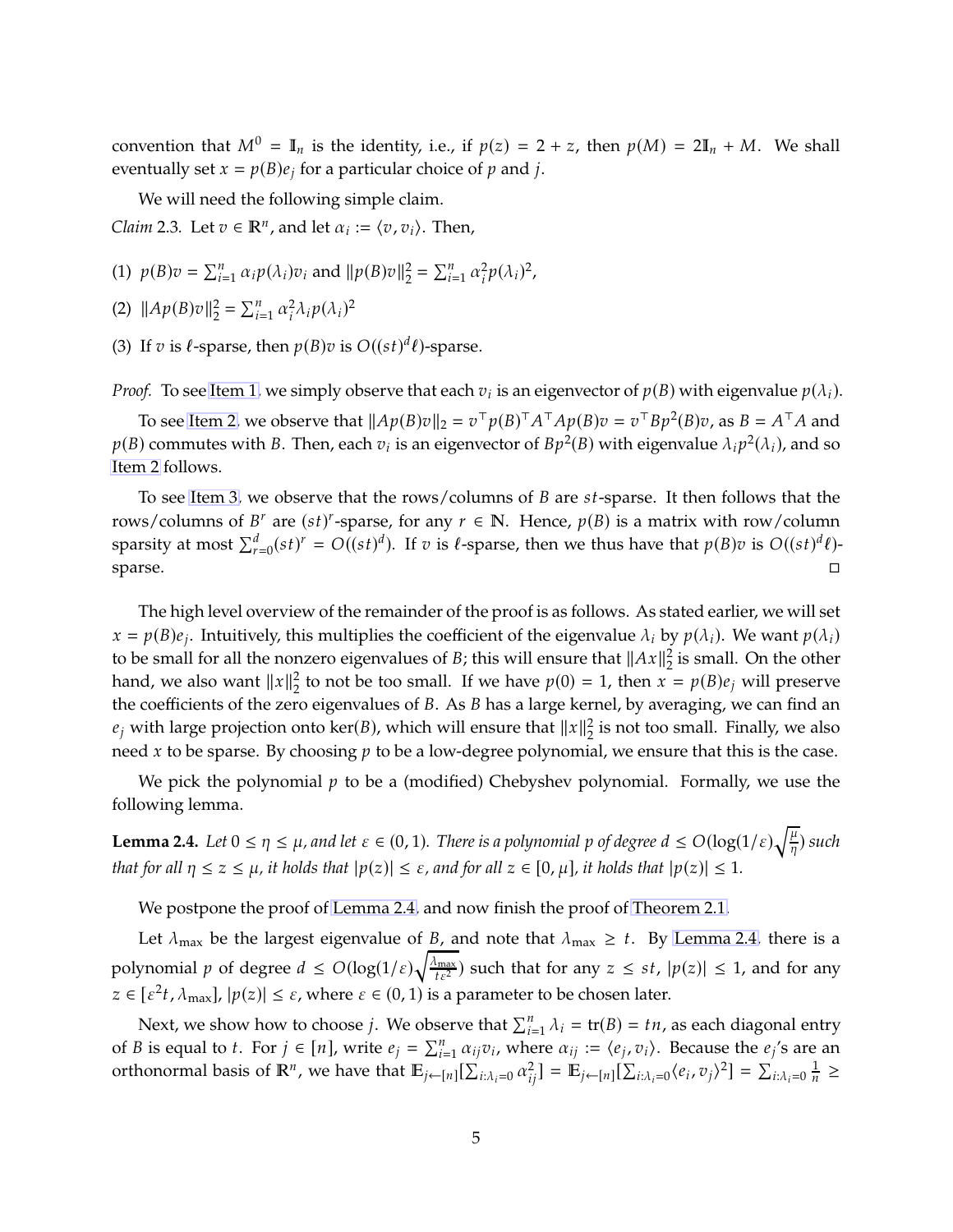convention that $M^0 = \mathbb{I}_n$ is the identity, i.e., if $p(z) = 2 + z$, then $p(M) = 2\mathbb{I}_n + M$. We shall eventually set $x = p(B)e_j$ for a particular choice of $p$ and $j$.

We will need the following simple claim.

*Claim* 2.3. Let $v \in \mathbb{R}^n$, and let $\alpha_i := \langle v, v_i \rangle$. Then,

(1) $p(B)v = \sum_{i=1}^n \alpha_i p(\lambda_i) v_i$ and $\|p(B)v\|_2^2 = \sum_{i=1}^n \alpha_i^2 p(\lambda_i)^2$,

(2) $\|Ap(B)v\|_2^2 = \sum_{i=1}^n \alpha_i^2 \lambda_i p(\lambda_i)^2$

(3) If $v$ is $\ell$-sparse, then $p(B)v$ is $O((st)^d \ell)$-sparse.

*Proof.* To see Item 1, we simply observe that each $v_i$ is an eigenvector of $p(B)$ with eigenvalue $p(\lambda_i)$.

To see Item 2, we observe that $\|Ap(B)v\|_2 = v^\top p(B)^\top A^\top A p(B) v = v^\top B p^2(B) v$, as $B = A^\top A$ and $p(B)$ commutes with $B$. Then, each $v_i$ is an eigenvector of $Bp^2(B)$ with eigenvalue $\lambda_i p^2(\lambda_i)$, and so Item 2 follows.

To see Item 3, we observe that the rows/columns of $B$ are $st$-sparse. It then follows that the rows/columns of $B^r$ are $(st)^r$-sparse, for any $r \in \mathbb{N}$. Hence, $p(B)$ is a matrix with row/column sparsity at most $\sum_{r=0}^d (st)^r = O((st)^d)$. If $v$ is $\ell$-sparse, then we thus have that $p(B)v$ is $O((st)^d \ell)$-sparse. □

The high level overview of the remainder of the proof is as follows. As stated earlier, we will set $x = p(B)e_j$. Intuitively, this multiplies the coefficient of the eigenvalue $\lambda_i$ by $p(\lambda_i)$. We want $p(\lambda_i)$ to be small for all the nonzero eigenvalues of $B$; this will ensure that $\|Ax\|_2^2$ is small. On the other hand, we also want $\|x\|_2^2$ to not be too small. If we have $p(0) = 1$, then $x = p(B)e_j$ will preserve the coefficients of the zero eigenvalues of $B$. As $B$ has a large kernel, by averaging, we can find an $e_j$ with large projection onto $\ker(B)$, which will ensure that $\|x\|_2^2$ is not too small. Finally, we also need $x$ to be sparse. By choosing $p$ to be a low-degree polynomial, we ensure that this is the case.

We pick the polynomial $p$ to be a (modified) Chebyshev polynomial. Formally, we use the following lemma.

**Lemma 2.4.** *Let $0 \le \eta \le \mu$, and let $\varepsilon \in (0, 1)$. There is a polynomial $p$ of degree $d \le O(\log(1/\varepsilon)\sqrt{\frac{\mu}{\eta}})$ such that for all $\eta \le z \le \mu$, it holds that $|p(z)| \le \varepsilon$, and for all $z \in [0, \mu]$, it holds that $|p(z)| \le 1$.*

We postpone the proof of Lemma 2.4, and now finish the proof of Theorem 2.1.

Let $\lambda_{\max}$ be the largest eigenvalue of $B$, and note that $\lambda_{\max} \ge t$. By Lemma 2.4, there is a polynomial $p$ of degree $d \le O(\log(1/\varepsilon)\sqrt{\frac{\lambda_{\max}}{t\varepsilon^2}})$ such that for any $z \le st$, $|p(z)| \le 1$, and for any $z \in [\varepsilon^2 t, \lambda_{\max}]$, $|p(z)| \le \varepsilon$, where $\varepsilon \in (0, 1)$ is a parameter to be chosen later.

Next, we show how to choose $j$. We observe that $\sum_{i=1}^n \lambda_i = \operatorname{tr}(B) = tn$, as each diagonal entry of $B$ is equal to $t$. For $j \in [n]$, write $e_j = \sum_{i=1}^n \alpha_{ij} v_i$, where $\alpha_{ij} := \langle e_j, v_i \rangle$. Because the $e_j$'s are an orthonormal basis of $\mathbb{R}^n$, we have that $\mathbb{E}_{j \leftarrow [n]}[\sum_{i:\lambda_i = 0} \alpha_{ij}^2] = \mathbb{E}_{j \leftarrow [n]}[\sum_{i:\lambda_i=0} \langle e_i, v_j \rangle^2] = \sum_{i:\lambda_i=0} \frac{1}{n} \ge$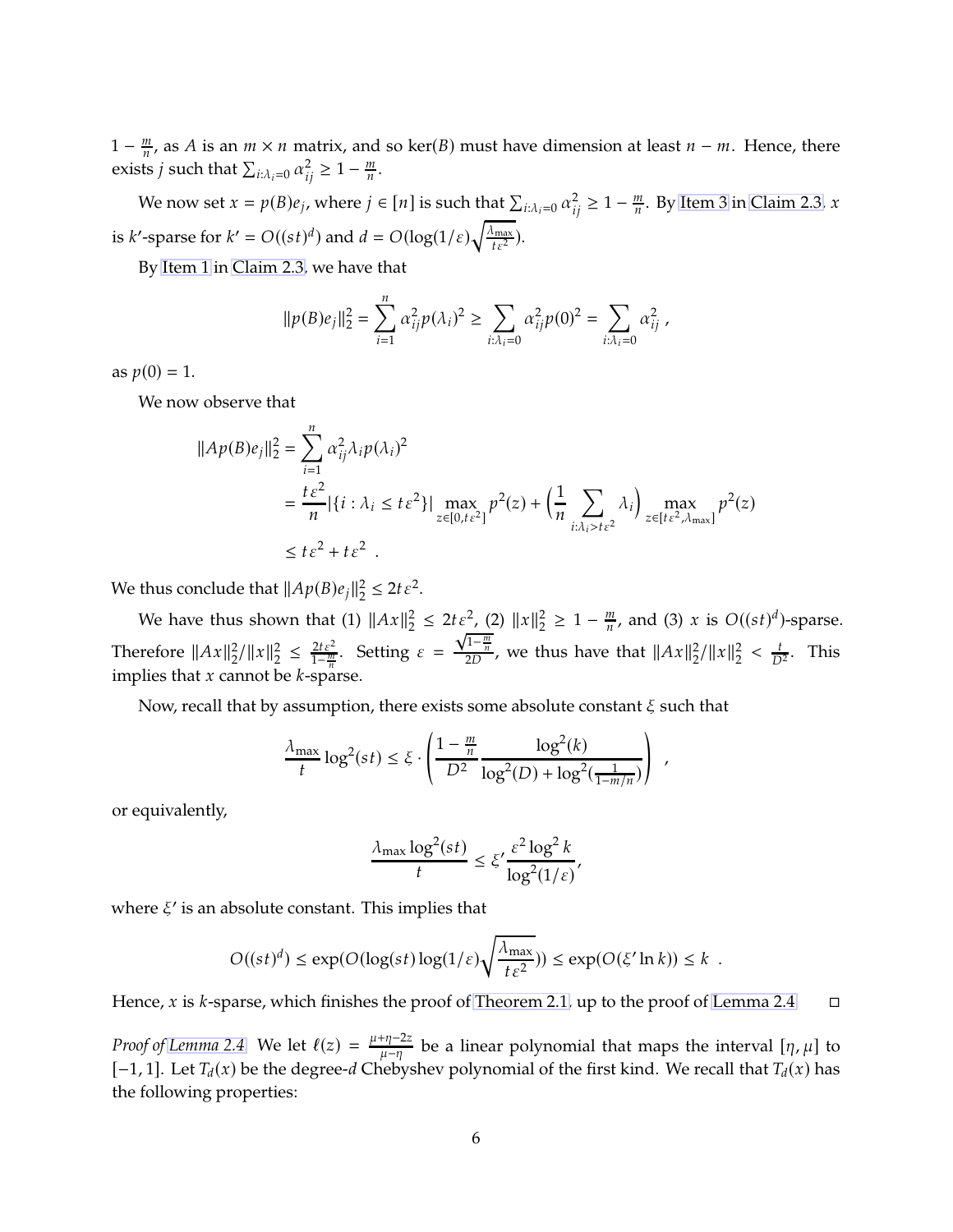$1 - \frac{m}{n}$, as $A$ is an $m \times n$ matrix, and so $\ker(B)$ must have dimension at least $n - m$. Hence, there exists $j$ such that $\sum_{i:\lambda_i=0} \alpha_{ij}^2 \geq 1 - \frac{m}{n}$.

We now set $x = p(B)e_j$, where $j \in [n]$ is such that $\sum_{i:\lambda_i=0} \alpha_{ij}^2 \geq 1 - \frac{m}{n}$. By Item 3 in Claim 2.3, $x$ is $k'$-sparse for $k' = O((st)^d)$ and $d = O(\log(1/\varepsilon)\sqrt{\frac{\lambda_{\max}}{t\varepsilon^2}})$.

By Item 1 in Claim 2.3, we have that

$$\|p(B)e_j\|_2^2 = \sum_{i=1}^{n} \alpha_{ij}^2 p(\lambda_i)^2 \geq \sum_{i:\lambda_i=0} \alpha_{ij}^2 p(0)^2 = \sum_{i:\lambda_i=0} \alpha_{ij}^2 ,$$

as $p(0) = 1$.

We now observe that

$$\begin{aligned}
\|Ap(B)e_j\|_2^2 &= \sum_{i=1}^{n} \alpha_{ij}^2 \lambda_i p(\lambda_i)^2 \\
&= \frac{t\varepsilon^2}{n}|\{i : \lambda_i \leq t\varepsilon^2\}| \max_{z\in[0,t\varepsilon^2]} p^2(z) + \left(\frac{1}{n}\sum_{i:\lambda_i > t\varepsilon^2} \lambda_i\right) \max_{z\in[t\varepsilon^2,\lambda_{\max}]} p^2(z) \\
&\leq t\varepsilon^2 + t\varepsilon^2 \ .
\end{aligned}$$

We thus conclude that $\|Ap(B)e_j\|_2^2 \leq 2t\varepsilon^2$.

We have thus shown that (1) $\|Ax\|_2^2 \leq 2t\varepsilon^2$, (2) $\|x\|_2^2 \geq 1 - \frac{m}{n}$, and (3) $x$ is $O((st)^d)$-sparse. Therefore $\|Ax\|_2^2/\|x\|_2^2 \leq \frac{2t\varepsilon^2}{1-\frac{m}{n}}$. Setting $\varepsilon = \frac{\sqrt{1-\frac{m}{n}}}{2D}$, we thus have that $\|Ax\|_2^2/\|x\|_2^2 < \frac{t}{D^2}$. This implies that $x$ cannot be $k$-sparse.

Now, recall that by assumption, there exists some absolute constant $\xi$ such that

$$\frac{\lambda_{\max}}{t}\log^2(st) \leq \xi \cdot \left(\frac{1-\frac{m}{n}}{D^2}\frac{\log^2(k)}{\log^2(D) + \log^2(\frac{1}{1-m/n})}\right) \ ,$$

or equivalently,

$$\frac{\lambda_{\max}\log^2(st)}{t} \leq \xi' \frac{\varepsilon^2 \log^2 k}{\log^2(1/\varepsilon)},$$

where $\xi'$ is an absolute constant. This implies that

$$O((st)^d) \leq \exp(O(\log(st)\log(1/\varepsilon)\sqrt{\frac{\lambda_{\max}}{t\varepsilon^2}})) \leq \exp(O(\xi' \ln k)) \leq k \ .$$

Hence, $x$ is $k$-sparse, which finishes the proof of Theorem 2.1, up to the proof of Lemma 2.4. □

*Proof of Lemma 2.4.* We let $\ell(z) = \frac{\mu+\eta-2z}{\mu-\eta}$ be a linear polynomial that maps the interval $[\eta, \mu]$ to $[-1, 1]$. Let $T_d(x)$ be the degree-$d$ Chebyshev polynomial of the first kind. We recall that $T_d(x)$ has the following properties: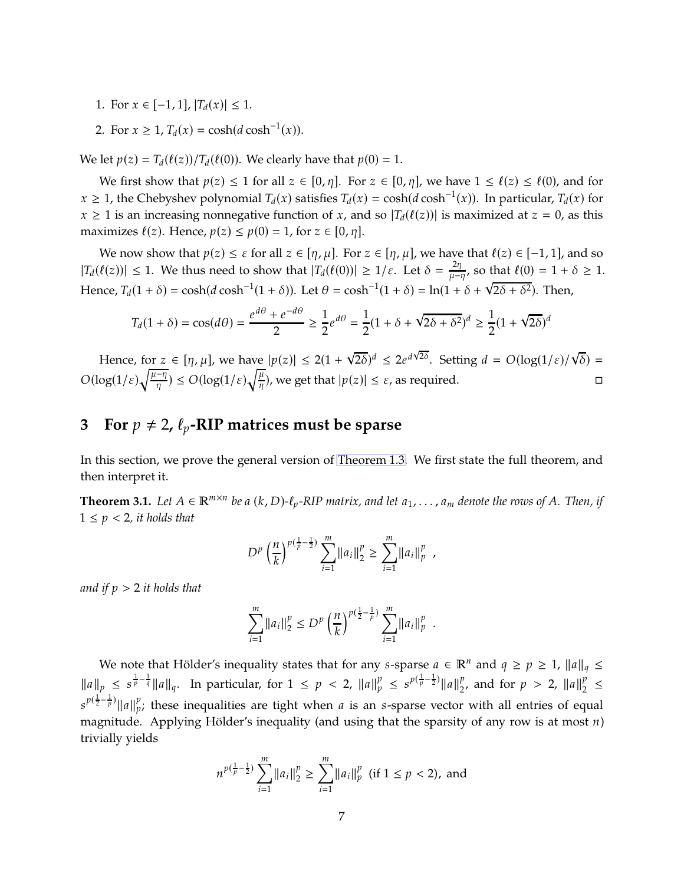1. For $x \in [-1, 1]$, $|T_d(x)| \leq 1$.
2. For $x \geq 1$, $T_d(x) = \cosh(d \cosh^{-1}(x))$.

We let $p(z) = T_d(\ell(z))/T_d(\ell(0))$. We clearly have that $p(0) = 1$.

We first show that $p(z) \leq 1$ for all $z \in [0, \eta]$. For $z \in [0, \eta]$, we have $1 \leq \ell(z) \leq \ell(0)$, and for $x \geq 1$, the Chebyshev polynomial $T_d(x)$ satisfies $T_d(x) = \cosh(d \cosh^{-1}(x))$. In particular, $T_d(x)$ for $x \geq 1$ is an increasing nonnegative function of $x$, and so $|T_d(\ell(z))|$ is maximized at $z = 0$, as this maximizes $\ell(z)$. Hence, $p(z) \leq p(0) = 1$, for $z \in [0, \eta]$.

We now show that $p(z) \leq \varepsilon$ for all $z \in [\eta, \mu]$. For $z \in [\eta, \mu]$, we have that $\ell(z) \in [-1, 1]$, and so $|T_d(\ell(z))| \leq 1$. We thus need to show that $|T_d(\ell(0))| \geq 1/\varepsilon$. Let $\delta = \frac{2\eta}{\mu - \eta}$, so that $\ell(0) = 1 + \delta \geq 1$. Hence, $T_d(1 + \delta) = \cosh(d \cosh^{-1}(1 + \delta))$. Let $\theta = \cosh^{-1}(1 + \delta) = \ln(1 + \delta + \sqrt{2\delta + \delta^2})$. Then,

$$T_d(1 + \delta) = \cos(d\theta) = \frac{e^{d\theta} + e^{-d\theta}}{2} \geq \frac{1}{2} e^{d\theta} = \frac{1}{2}(1 + \delta + \sqrt{2\delta + \delta^2})^d \geq \frac{1}{2}(1 + \sqrt{2\delta})^d$$

Hence, for $z \in [\eta, \mu]$, we have $|p(z)| \leq 2(1 + \sqrt{2\delta})^d \leq 2e^{d\sqrt{2\delta}}$. Setting $d = O(\log(1/\varepsilon)/\sqrt{\delta}) = O(\log(1/\varepsilon)\sqrt{\frac{\mu - \eta}{\eta}}) \leq O(\log(1/\varepsilon)\sqrt{\frac{\mu}{\eta}})$, we get that $|p(z)| \leq \varepsilon$, as required. □

## 3 For $p \neq 2$, $\ell_p$-RIP matrices must be sparse

In this section, we prove the general version of Theorem 1.3. We first state the full theorem, and then interpret it.

**Theorem 3.1.** *Let $A \in \mathbb{R}^{m \times n}$ be a $(k, D)$-$\ell_p$-RIP matrix, and let $a_1, \dots, a_m$ denote the rows of $A$. Then, if $1 \leq p < 2$, it holds that*

$$D^p \left(\frac{n}{k}\right)^{p(\frac{1}{p} - \frac{1}{2})} \sum_{i=1}^{m} \|a_i\|_2^p \geq \sum_{i=1}^{m} \|a_i\|_p^p \ ,$$

*and if $p > 2$ it holds that*

$$\sum_{i=1}^{m} \|a_i\|_2^p \leq D^p \left(\frac{n}{k}\right)^{p(\frac{1}{2} - \frac{1}{p})} \sum_{i=1}^{m} \|a_i\|_p^p \ .$$

We note that Hölder's inequality states that for any $s$-sparse $a \in \mathbb{R}^n$ and $q \geq p \geq 1$, $\|a\|_q \leq \|a\|_p \leq s^{\frac{1}{p} - \frac{1}{q}} \|a\|_q$. In particular, for $1 \leq p < 2$, $\|a\|_p^p \leq s^{p(\frac{1}{p} - \frac{1}{2})} \|a\|_2^p$, and for $p > 2$, $\|a\|_2^p \leq s^{p(\frac{1}{2} - \frac{1}{p})} \|a\|_p^p$; these inequalities are tight when $a$ is an $s$-sparse vector with all entries of equal magnitude. Applying Hölder's inequality (and using that the sparsity of any row is at most $n$) trivially yields

$$n^{p(\frac{1}{p} - \frac{1}{2})} \sum_{i=1}^{m} \|a_i\|_2^p \geq \sum_{i=1}^{m} \|a_i\|_p^p \ \text{(if } 1 \leq p < 2\text{), and}$$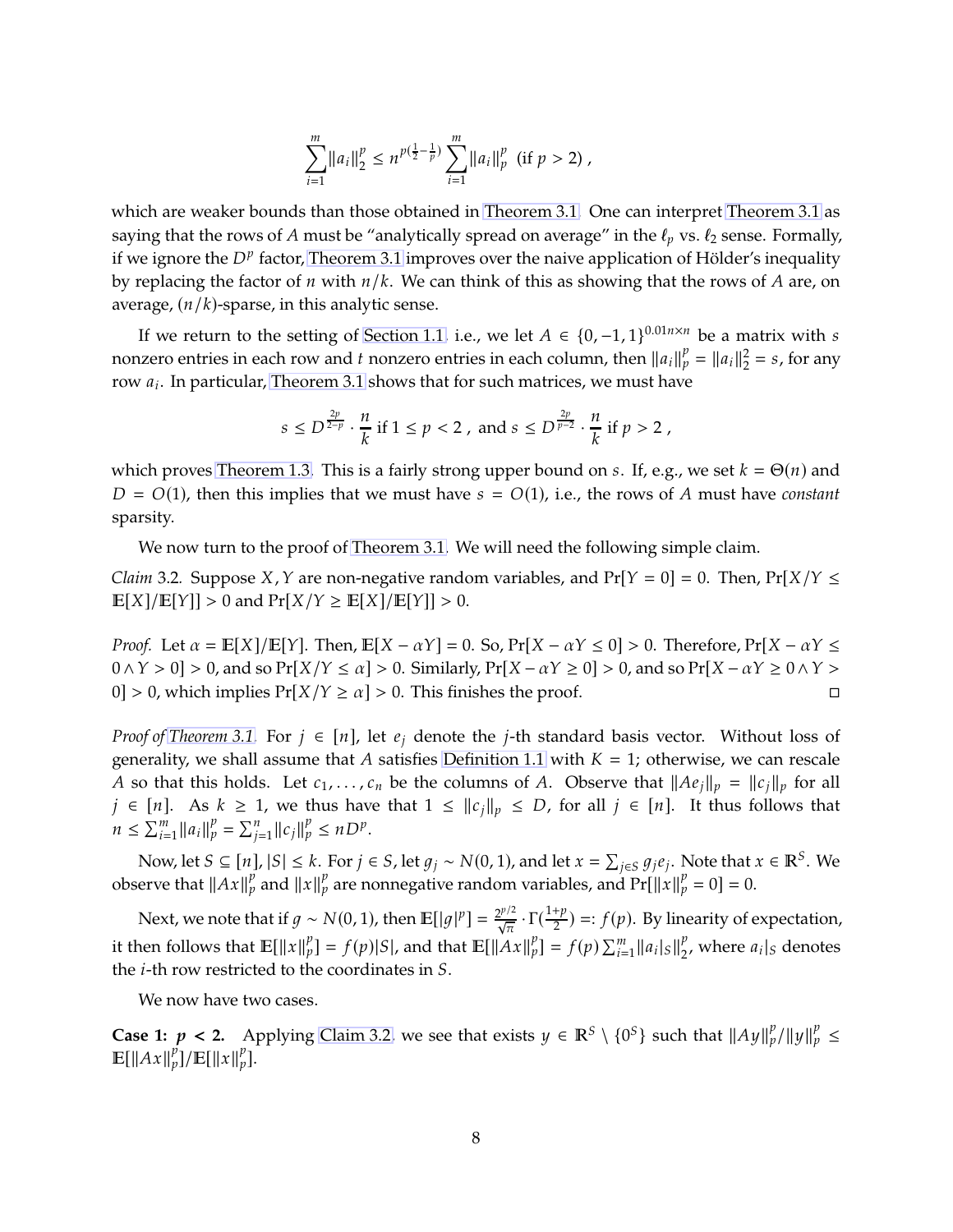$$\sum_{i=1}^{m} \|a_i\|_2^p \le n^{p(\frac{1}{2}-\frac{1}{p})} \sum_{i=1}^{m} \|a_i\|_p^p \ \text{ (if } p > 2) ,$$

which are weaker bounds than those obtained in Theorem 3.1. One can interpret Theorem 3.1 as saying that the rows of $A$ must be "analytically spread on average" in the $\ell_p$ vs. $\ell_2$ sense. Formally, if we ignore the $D^p$ factor, Theorem 3.1 improves over the naive application of Hölder's inequality by replacing the factor of $n$ with $n/k$. We can think of this as showing that the rows of $A$ are, on average, $(n/k)$-sparse, in this analytic sense.

If we return to the setting of Section 1.1, i.e., we let $A \in \{0, -1, 1\}^{0.01n \times n}$ be a matrix with $s$ nonzero entries in each row and $t$ nonzero entries in each column, then $\|a_i\|_p^p = \|a_i\|_2^2 = s$, for any row $a_i$. In particular, Theorem 3.1 shows that for such matrices, we must have

$$s \le D^{\frac{2p}{2-p}} \cdot \frac{n}{k} \text{ if } 1 \le p < 2 \ , \text{ and } s \le D^{\frac{2p}{p-2}} \cdot \frac{n}{k} \text{ if } p > 2 \ ,$$

which proves Theorem 1.3. This is a fairly strong upper bound on $s$. If, e.g., we set $k = \Theta(n)$ and $D = O(1)$, then this implies that we must have $s = O(1)$, i.e., the rows of $A$ must have *constant* sparsity.

We now turn to the proof of Theorem 3.1. We will need the following simple claim.

*Claim* 3.2. Suppose $X, Y$ are non-negative random variables, and $\Pr[Y = 0] = 0$. Then, $\Pr[X/Y \le \mathbb{E}[X]/\mathbb{E}[Y]] > 0$ and $\Pr[X/Y \ge \mathbb{E}[X]/\mathbb{E}[Y]] > 0$.

*Proof.* Let $\alpha = \mathbb{E}[X]/\mathbb{E}[Y]$. Then, $\mathbb{E}[X - \alpha Y] = 0$. So, $\Pr[X - \alpha Y \le 0] > 0$. Therefore, $\Pr[X - \alpha Y \le 0 \wedge Y > 0] > 0$, and so $\Pr[X/Y \le \alpha] > 0$. Similarly, $\Pr[X - \alpha Y \ge 0] > 0$, and so $\Pr[X - \alpha Y \ge 0 \wedge Y > 0] > 0$, which implies $\Pr[X/Y \ge \alpha] > 0$. This finishes the proof. □

*Proof of Theorem 3.1.* For $j \in [n]$, let $e_j$ denote the $j$-th standard basis vector. Without loss of generality, we shall assume that $A$ satisfies Definition 1.1 with $K = 1$; otherwise, we can rescale $A$ so that this holds. Let $c_1, \dots, c_n$ be the columns of $A$. Observe that $\|Ae_j\|_p = \|c_j\|_p$ for all $j \in [n]$. As $k \ge 1$, we thus have that $1 \le \|c_j\|_p \le D$, for all $j \in [n]$. It thus follows that $n \le \sum_{i=1}^m \|a_i\|_p^p = \sum_{j=1}^n \|c_j\|_p^p \le nD^p$.

Now, let $S \subseteq [n]$, $|S| \le k$. For $j \in S$, let $g_j \sim N(0, 1)$, and let $x = \sum_{j \in S} g_j e_j$. Note that $x \in \mathbb{R}^S$. We observe that $\|Ax\|_p^p$ and $\|x\|_p^p$ are nonnegative random variables, and $\Pr[\|x\|_p^p = 0] = 0$.

Next, we note that if $g \sim N(0, 1)$, then $\mathbb{E}[|g|^p] = \frac{2^{p/2}}{\sqrt{\pi}} \cdot \Gamma(\frac{1+p}{2}) =: f(p)$. By linearity of expectation, it then follows that $\mathbb{E}[\|x\|_p^p] = f(p)|S|$, and that $\mathbb{E}[\|Ax\|_p^p] = f(p) \sum_{i=1}^m \|a_i|_S\|_2^p$, where $a_i|_S$ denotes the $i$-th row restricted to the coordinates in $S$.

We now have two cases.

**Case 1: $p < 2$.** Applying Claim 3.2, we see that exists $y \in \mathbb{R}^S \setminus \{0^S\}$ such that $\|Ay\|_p^p / \|y\|_p^p \le \mathbb{E}[\|Ax\|_p^p]/\mathbb{E}[\|x\|_p^p]$.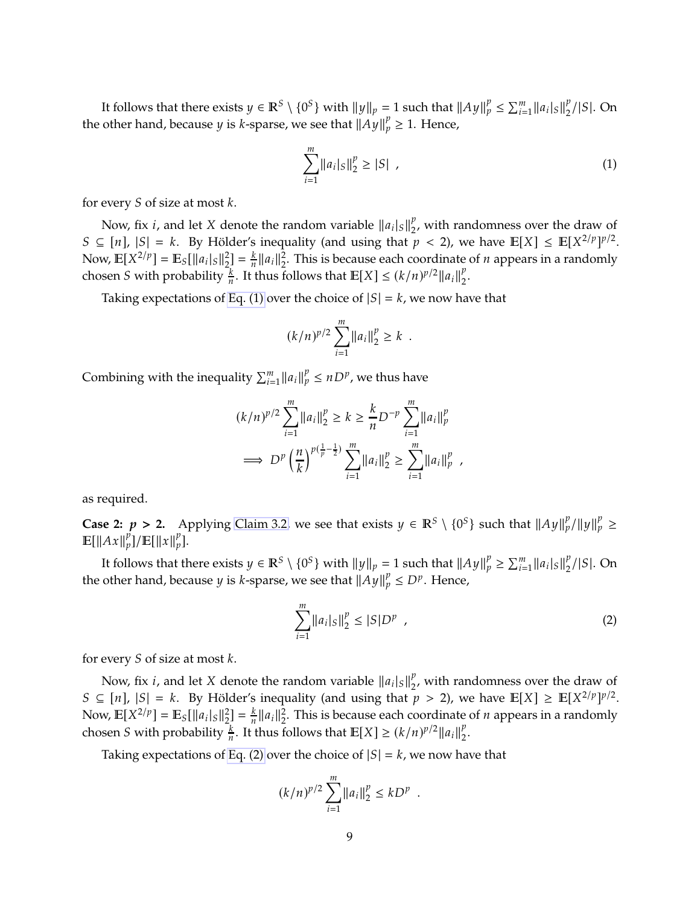It follows that there exists $y \in \mathbb{R}^S \setminus \{0^S\}$ with $\|y\|_p = 1$ such that $\|Ay\|_p^p \leq \sum_{i=1}^m \|a_i|_S\|_2^p / |S|$. On the other hand, because $y$ is $k$-sparse, we see that $\|Ay\|_p^p \geq 1$. Hence,

$$\sum_{i=1}^m \|a_i|_S\|_2^p \geq |S| \ , \tag{1}$$

for every $S$ of size at most $k$.

Now, fix $i$, and let $X$ denote the random variable $\|a_i|_S\|_2^p$, with randomness over the draw of $S \subseteq [n]$, $|S| = k$. By Hölder's inequality (and using that $p < 2$), we have $\mathbb{E}[X] \leq \mathbb{E}[X^{2/p}]^{p/2}$. Now, $\mathbb{E}[X^{2/p}] = \mathbb{E}_S[\|a_i|_S\|_2^2] = \frac{k}{n}\|a_i\|_2^2$. This is because each coordinate of $n$ appears in a randomly chosen $S$ with probability $\frac{k}{n}$. It thus follows that $\mathbb{E}[X] \leq (k/n)^{p/2}\|a_i\|_2^p$.

Taking expectations of Eq. (1) over the choice of $|S| = k$, we now have that

$$(k/n)^{p/2} \sum_{i=1}^m \|a_i\|_2^p \geq k \ .$$

Combining with the inequality $\sum_{i=1}^m \|a_i\|_p^p \leq nD^p$, we thus have

$$\begin{aligned}
(k/n)^{p/2} \sum_{i=1}^m \|a_i\|_2^p \geq k \geq \frac{k}{n} D^{-p} \sum_{i=1}^m \|a_i\|_p^p \\
\implies D^p \left(\frac{n}{k}\right)^{p(\frac{1}{p} - \frac{1}{2})} \sum_{i=1}^m \|a_i\|_2^p \geq \sum_{i=1}^m \|a_i\|_p^p \ ,
\end{aligned}$$

as required.

**Case 2: $p > 2$.** Applying Claim 3.2, we see that exists $y \in \mathbb{R}^S \setminus \{0^S\}$ such that $\|Ay\|_p^p / \|y\|_p^p \geq \mathbb{E}[\|Ax\|_p^p] / \mathbb{E}[\|x\|_p^p]$.

It follows that there exists $y \in \mathbb{R}^S \setminus \{0^S\}$ with $\|y\|_p = 1$ such that $\|Ay\|_p^p \geq \sum_{i=1}^m \|a_i|_S\|_2^p / |S|$. On the other hand, because $y$ is $k$-sparse, we see that $\|Ay\|_p^p \leq D^p$. Hence,

$$\sum_{i=1}^m \|a_i|_S\|_2^p \leq |S| D^p \ , \tag{2}$$

for every $S$ of size at most $k$.

Now, fix $i$, and let $X$ denote the random variable $\|a_i|_S\|_2^p$, with randomness over the draw of $S \subseteq [n]$, $|S| = k$. By Hölder's inequality (and using that $p > 2$), we have $\mathbb{E}[X] \geq \mathbb{E}[X^{2/p}]^{p/2}$. Now, $\mathbb{E}[X^{2/p}] = \mathbb{E}_S[\|a_i|_S\|_2^2] = \frac{k}{n}\|a_i\|_2^2$. This is because each coordinate of $n$ appears in a randomly chosen $S$ with probability $\frac{k}{n}$. It thus follows that $\mathbb{E}[X] \geq (k/n)^{p/2}\|a_i\|_2^p$.

Taking expectations of Eq. (2) over the choice of $|S| = k$, we now have that

$$(k/n)^{p/2} \sum_{i=1}^m \|a_i\|_2^p \leq kD^p \ .$$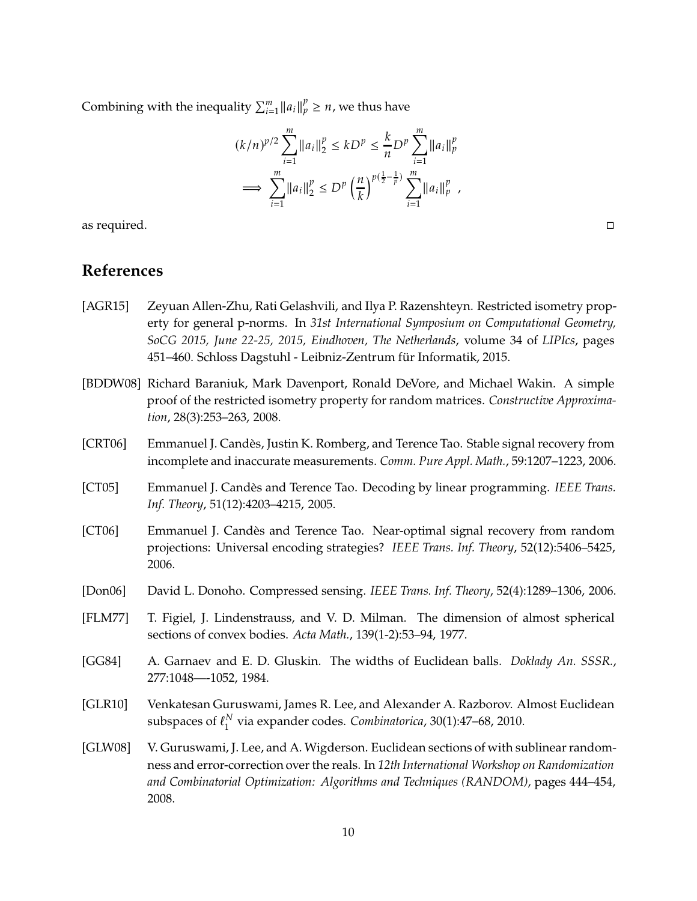Combining with the inequality $\sum_{i=1}^{m} \|a_i\|_p^p \geq n$, we thus have

$$
\begin{aligned}
(k/n)^{p/2} \sum_{i=1}^{m} \|a_i\|_2^p &\leq kD^p \leq \frac{k}{n} D^p \sum_{i=1}^{m} \|a_i\|_p^p \\
\implies \sum_{i=1}^{m} \|a_i\|_2^p &\leq D^p \left(\frac{n}{k}\right)^{p(\frac{1}{2}-\frac{1}{p})} \sum_{i=1}^{m} \|a_i\|_p^p \ ,
\end{aligned}
$$

as required. □

## References

[AGR15] Zeyuan Allen-Zhu, Rati Gelashvili, and Ilya P. Razenshteyn. Restricted isometry property for general p-norms. In *31st International Symposium on Computational Geometry, SoCG 2015, June 22-25, 2015, Eindhoven, The Netherlands*, volume 34 of *LIPIcs*, pages 451–460. Schloss Dagstuhl - Leibniz-Zentrum für Informatik, 2015.

[BDDW08] Richard Baraniuk, Mark Davenport, Ronald DeVore, and Michael Wakin. A simple proof of the restricted isometry property for random matrices. *Constructive Approximation*, 28(3):253–263, 2008.

[CRT06] Emmanuel J. Candès, Justin K. Romberg, and Terence Tao. Stable signal recovery from incomplete and inaccurate measurements. *Comm. Pure Appl. Math.*, 59:1207–1223, 2006.

[CT05] Emmanuel J. Candès and Terence Tao. Decoding by linear programming. *IEEE Trans. Inf. Theory*, 51(12):4203–4215, 2005.

[CT06] Emmanuel J. Candès and Terence Tao. Near-optimal signal recovery from random projections: Universal encoding strategies? *IEEE Trans. Inf. Theory*, 52(12):5406–5425, 2006.

[Don06] David L. Donoho. Compressed sensing. *IEEE Trans. Inf. Theory*, 52(4):1289–1306, 2006.

[FLM77] T. Figiel, J. Lindenstrauss, and V. D. Milman. The dimension of almost spherical sections of convex bodies. *Acta Math.*, 139(1-2):53–94, 1977.

[GG84] A. Garnaev and E. D. Gluskin. The widths of Euclidean balls. *Doklady An. SSSR.*, 277:1048—-1052, 1984.

[GLR10] Venkatesan Guruswami, James R. Lee, and Alexander A. Razborov. Almost Euclidean subspaces of $\ell_1^N$ via expander codes. *Combinatorica*, 30(1):47–68, 2010.

[GLW08] V. Guruswami, J. Lee, and A. Wigderson. Euclidean sections of with sublinear randomness and error-correction over the reals. In *12th International Workshop on Randomization and Combinatorial Optimization: Algorithms and Techniques (RANDOM)*, pages 444–454, 2008.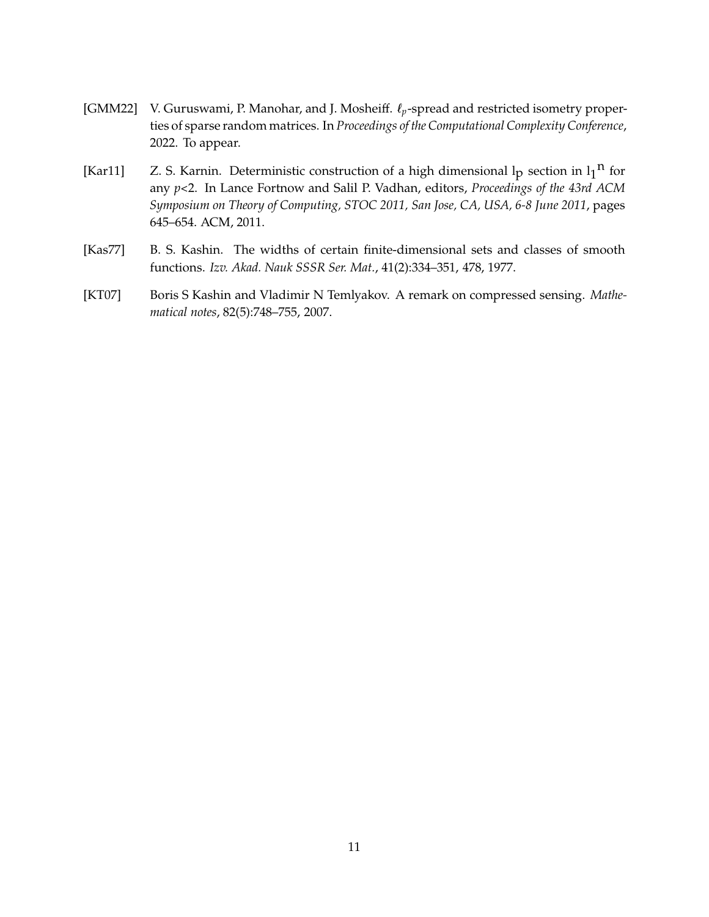[GMM22] V. Guruswami, P. Manohar, and J. Mosheiff. $\ell_p$-spread and restricted isometry properties of sparse random matrices. In *Proceedings of the Computational Complexity Conference*, 2022. To appear.

[Kar11] Z. S. Karnin. Deterministic construction of a high dimensional $l_p$ section in ${l_1}^n$ for any $p$<2. In Lance Fortnow and Salil P. Vadhan, editors, *Proceedings of the 43rd ACM Symposium on Theory of Computing, STOC 2011, San Jose, CA, USA, 6-8 June 2011*, pages 645–654. ACM, 2011.

[Kas77] B. S. Kashin. The widths of certain finite-dimensional sets and classes of smooth functions. *Izv. Akad. Nauk SSSR Ser. Mat.*, 41(2):334–351, 478, 1977.

[KT07] Boris S Kashin and Vladimir N Temlyakov. A remark on compressed sensing. *Mathematical notes*, 82(5):748–755, 2007.